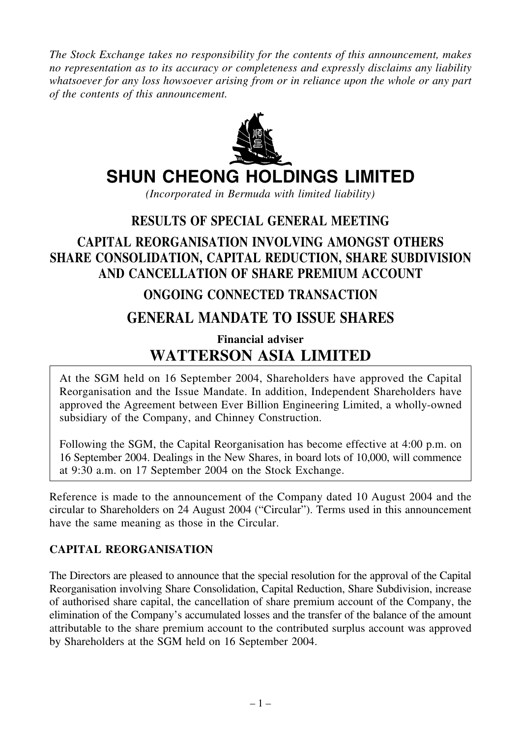*The Stock Exchange takes no responsibility for the contents of this announcement, makes no representation as to its accuracy or completeness and expressly disclaims any liability whatsoever for any loss howsoever arising from or in reliance upon the whole or any part of the contents of this announcement.*

# SHUN CHEONG HOLDINGS LIMITED

*(Incorporated in Bermuda with limited liability)*

## RESULTS OF SPECIAL GENERAL MEETING

## CAPITAL REORGANISATION INVOLVING AMONGST OTHERS SHARE CONSOLIDATION, CAPITAL REDUCTION, SHARE SUBDIVISION AND CANCELLATION OF SHARE PREMIUM ACCOUNT

## ONGOING CONNECTED TRANSACTION

## GENERAL MANDATE TO ISSUE SHARES

**Financial adviser**

## WATTERSON ASIA LIMITED

At the SGM held on 16 September 2004, Shareholders have approved the Capital Reorganisation and the Issue Mandate. In addition, Independent Shareholders have approved the Agreement between Ever Billion Engineering Limited, a wholly-owned subsidiary of the Company, and Chinney Construction.

Following the SGM, the Capital Reorganisation has become effective at 4:00 p.m. on 16 September 2004. Dealings in the New Shares, in board lots of 10,000, will commence at 9:30 a.m. on 17 September 2004 on the Stock Exchange.

Reference is made to the announcement of the Company dated 10 August 2004 and the circular to Shareholders on 24 August 2004 ("Circular"). Terms used in this announcement have the same meaning as those in the Circular.

### CAPITAL REORGANISATION

The Directors are pleased to announce that the special resolution for the approval of the Capital Reorganisation involving Share Consolidation, Capital Reduction, Share Subdivision, increase of authorised share capital, the cancellation of share premium account of the Company, the elimination of the Company's accumulated losses and the transfer of the balance of the amount attributable to the share premium account to the contributed surplus account was approved by Shareholders at the SGM held on 16 September 2004.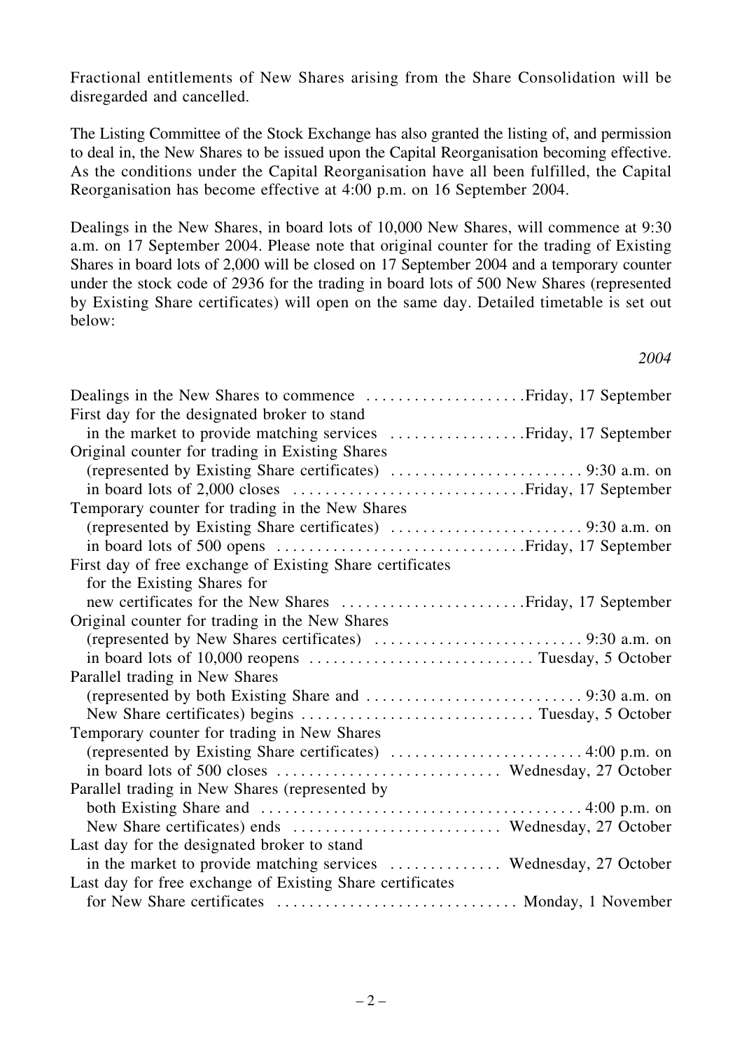Fractional entitlements of New Shares arising from the Share Consolidation will be disregarded and cancelled.

The Listing Committee of the Stock Exchange has also granted the listing of, and permission to deal in, the New Shares to be issued upon the Capital Reorganisation becoming effective. As the conditions under the Capital Reorganisation have all been fulfilled, the Capital Reorganisation has become effective at 4:00 p.m. on 16 September 2004.

Dealings in the New Shares, in board lots of 10,000 New Shares, will commence at 9:30 a.m. on 17 September 2004. Please note that original counter for the trading of Existing Shares in board lots of 2,000 will be closed on 17 September 2004 and a temporary counter under the stock code of 2936 for the trading in board lots of 500 New Shares (represented by Existing Share certificates) will open on the same day. Detailed timetable is set out below:

| | *2004* |
|---|---|
| Dealings in the New Shares to commence | Friday, 17 September |
| First day for the designated broker to stand in the market to provide matching services | Friday, 17 September |
| Original counter for trading in Existing Shares (represented by Existing Share certificates) in board lots of 2,000 closes | 9:30 a.m. on Friday, 17 September |
| Temporary counter for trading in the New Shares (represented by Existing Share certificates) in board lots of 500 opens | 9:30 a.m. on Friday, 17 September |
| First day of free exchange of Existing Share certificates for the Existing Shares for new certificates for the New Shares | Friday, 17 September |
| Original counter for trading in the New Shares (represented by New Shares certificates) in board lots of 10,000 reopens | 9:30 a.m. on Tuesday, 5 October |
| Parallel trading in New Shares (represented by both Existing Share and New Share certificates) begins | 9:30 a.m. on Tuesday, 5 October |
| Temporary counter for trading in New Shares (represented by Existing Share certificates) in board lots of 500 closes | 4:00 p.m. on Wednesday, 27 October |
| Parallel trading in New Shares (represented by both Existing Share and New Share certificates) ends | 4:00 p.m. on Wednesday, 27 October |
| Last day for the designated broker to stand in the market to provide matching services | Wednesday, 27 October |
| Last day for free exchange of Existing Share certificates for New Share certificates | Monday, 1 November |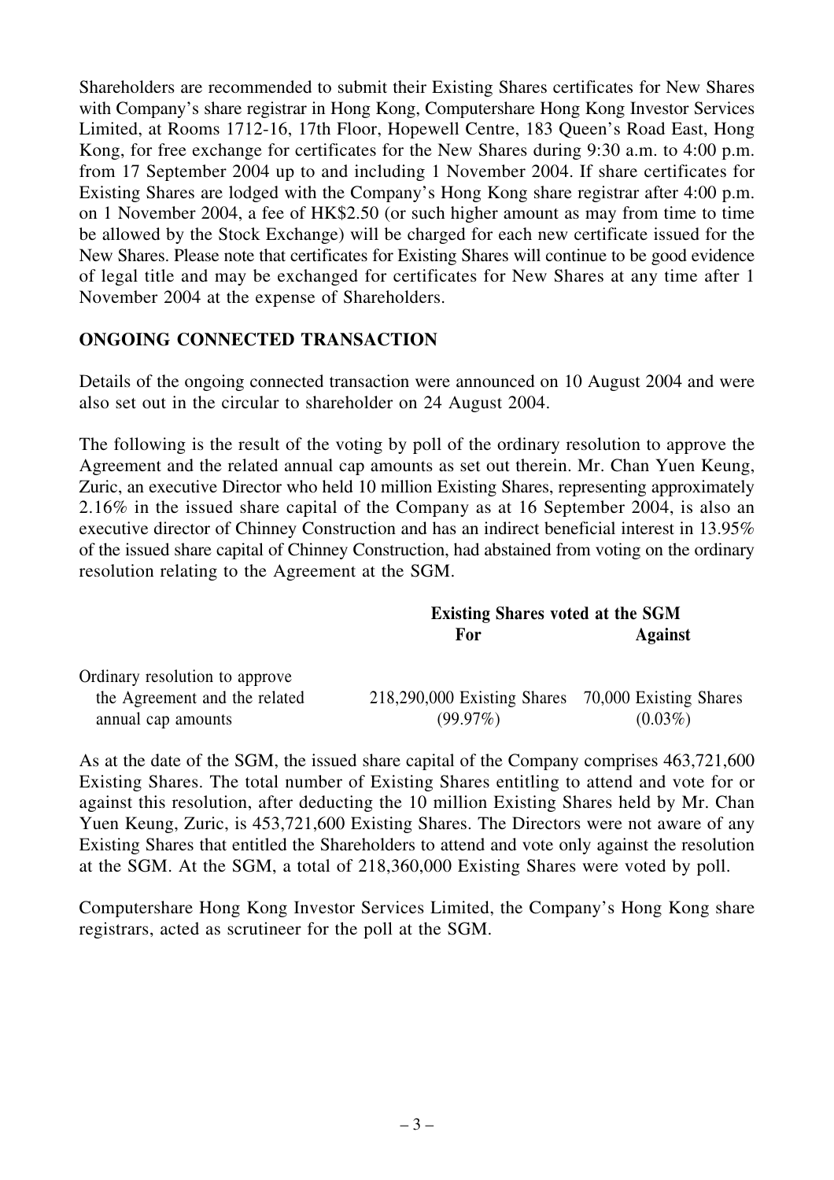Shareholders are recommended to submit their Existing Shares certificates for New Shares with Company's share registrar in Hong Kong, Computershare Hong Kong Investor Services Limited, at Rooms 1712-16, 17th Floor, Hopewell Centre, 183 Queen's Road East, Hong Kong, for free exchange for certificates for the New Shares during 9:30 a.m. to 4:00 p.m. from 17 September 2004 up to and including 1 November 2004. If share certificates for Existing Shares are lodged with the Company's Hong Kong share registrar after 4:00 p.m. on 1 November 2004, a fee of HK$2.50 (or such higher amount as may from time to time be allowed by the Stock Exchange) will be charged for each new certificate issued for the New Shares. Please note that certificates for Existing Shares will continue to be good evidence of legal title and may be exchanged for certificates for New Shares at any time after 1 November 2004 at the expense of Shareholders.

## ONGOING CONNECTED TRANSACTION

Details of the ongoing connected transaction were announced on 10 August 2004 and were also set out in the circular to shareholder on 24 August 2004.

The following is the result of the voting by poll of the ordinary resolution to approve the Agreement and the related annual cap amounts as set out therein. Mr. Chan Yuen Keung, Zuric, an executive Director who held 10 million Existing Shares, representing approximately 2.16% in the issued share capital of the Company as at 16 September 2004, is also an executive director of Chinney Construction and has an indirect beneficial interest in 13.95% of the issued share capital of Chinney Construction, had abstained from voting on the ordinary resolution relating to the Agreement at the SGM.

| | **Existing Shares voted at the SGM** | |
|---|---|---|
| | **For** | **Against** |
| Ordinary resolution to approve the Agreement and the related annual cap amounts | 218,290,000 Existing Shares (99.97%) | 70,000 Existing Shares (0.03%) |

As at the date of the SGM, the issued share capital of the Company comprises 463,721,600 Existing Shares. The total number of Existing Shares entitling to attend and vote for or against this resolution, after deducting the 10 million Existing Shares held by Mr. Chan Yuen Keung, Zuric, is 453,721,600 Existing Shares. The Directors were not aware of any Existing Shares that entitled the Shareholders to attend and vote only against the resolution at the SGM. At the SGM, a total of 218,360,000 Existing Shares were voted by poll.

Computershare Hong Kong Investor Services Limited, the Company's Hong Kong share registrars, acted as scrutineer for the poll at the SGM.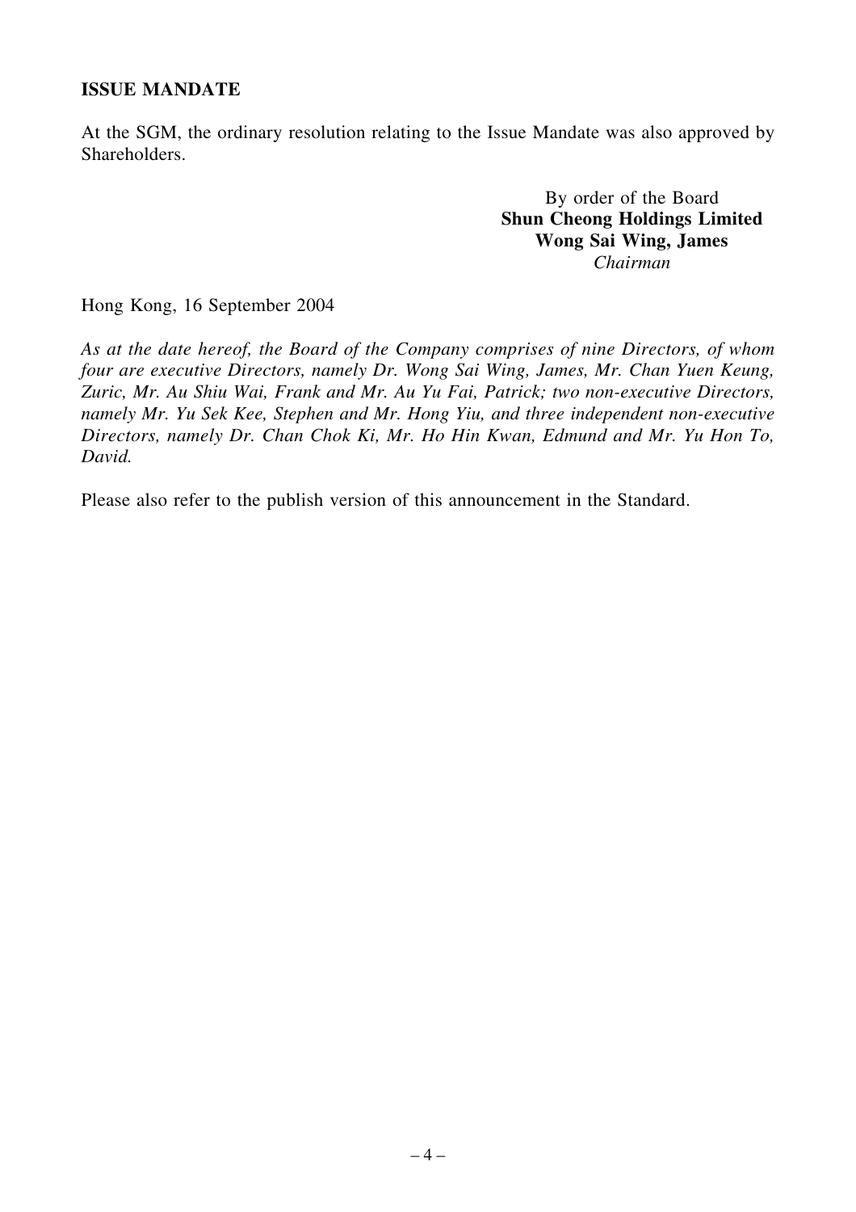## ISSUE MANDATE

At the SGM, the ordinary resolution relating to the Issue Mandate was also approved by Shareholders.

By order of the Board
**Shun Cheong Holdings Limited**
**Wong Sai Wing, James**
*Chairman*

Hong Kong, 16 September 2004

*As at the date hereof, the Board of the Company comprises of nine Directors, of whom four are executive Directors, namely Dr. Wong Sai Wing, James, Mr. Chan Yuen Keung, Zuric, Mr. Au Shiu Wai, Frank and Mr. Au Yu Fai, Patrick; two non-executive Directors, namely Mr. Yu Sek Kee, Stephen and Mr. Hong Yiu, and three independent non-executive Directors, namely Dr. Chan Chok Ki, Mr. Ho Hin Kwan, Edmund and Mr. Yu Hon To, David.*

Please also refer to the publish version of this announcement in the Standard.